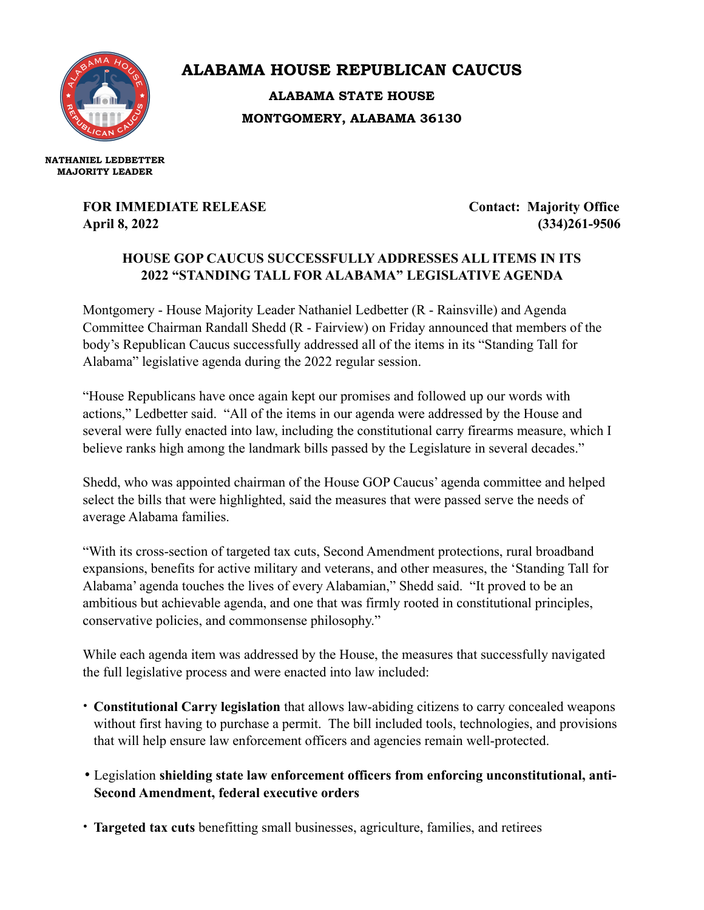# ALABAMA HOUSE REPUBLICAN CAUCUS

**ALABAMA STATE HOUSE**

**MONTGOMERY, ALABAMA 36130**

**NATHANIEL LEDBETTER**
**MAJORITY LEADER**

**FOR IMMEDIATE RELEASE** 
**April 8, 2022**

**Contact: Majority Office**
**(334)261-9506**

## HOUSE GOP CAUCUS SUCCESSFULLY ADDRESSES ALL ITEMS IN ITS 2022 "STANDING TALL FOR ALABAMA" LEGISLATIVE AGENDA

Montgomery - House Majority Leader Nathaniel Ledbetter (R - Rainsville) and Agenda Committee Chairman Randall Shedd (R - Fairview) on Friday announced that members of the body's Republican Caucus successfully addressed all of the items in its "Standing Tall for Alabama" legislative agenda during the 2022 regular session.

"House Republicans have once again kept our promises and followed up our words with actions," Ledbetter said. "All of the items in our agenda were addressed by the House and several were fully enacted into law, including the constitutional carry firearms measure, which I believe ranks high among the landmark bills passed by the Legislature in several decades."

Shedd, who was appointed chairman of the House GOP Caucus' agenda committee and helped select the bills that were highlighted, said the measures that were passed serve the needs of average Alabama families.

"With its cross-section of targeted tax cuts, Second Amendment protections, rural broadband expansions, benefits for active military and veterans, and other measures, the 'Standing Tall for Alabama' agenda touches the lives of every Alabamian," Shedd said. "It proved to be an ambitious but achievable agenda, and one that was firmly rooted in constitutional principles, conservative policies, and commonsense philosophy."

While each agenda item was addressed by the House, the measures that successfully navigated the full legislative process and were enacted into law included:

- **Constitutional Carry legislation** that allows law-abiding citizens to carry concealed weapons without first having to purchase a permit. The bill included tools, technologies, and provisions that will help ensure law enforcement officers and agencies remain well-protected.
- Legislation **shielding state law enforcement officers from enforcing unconstitutional, anti-Second Amendment, federal executive orders**
- **Targeted tax cuts** benefitting small businesses, agriculture, families, and retirees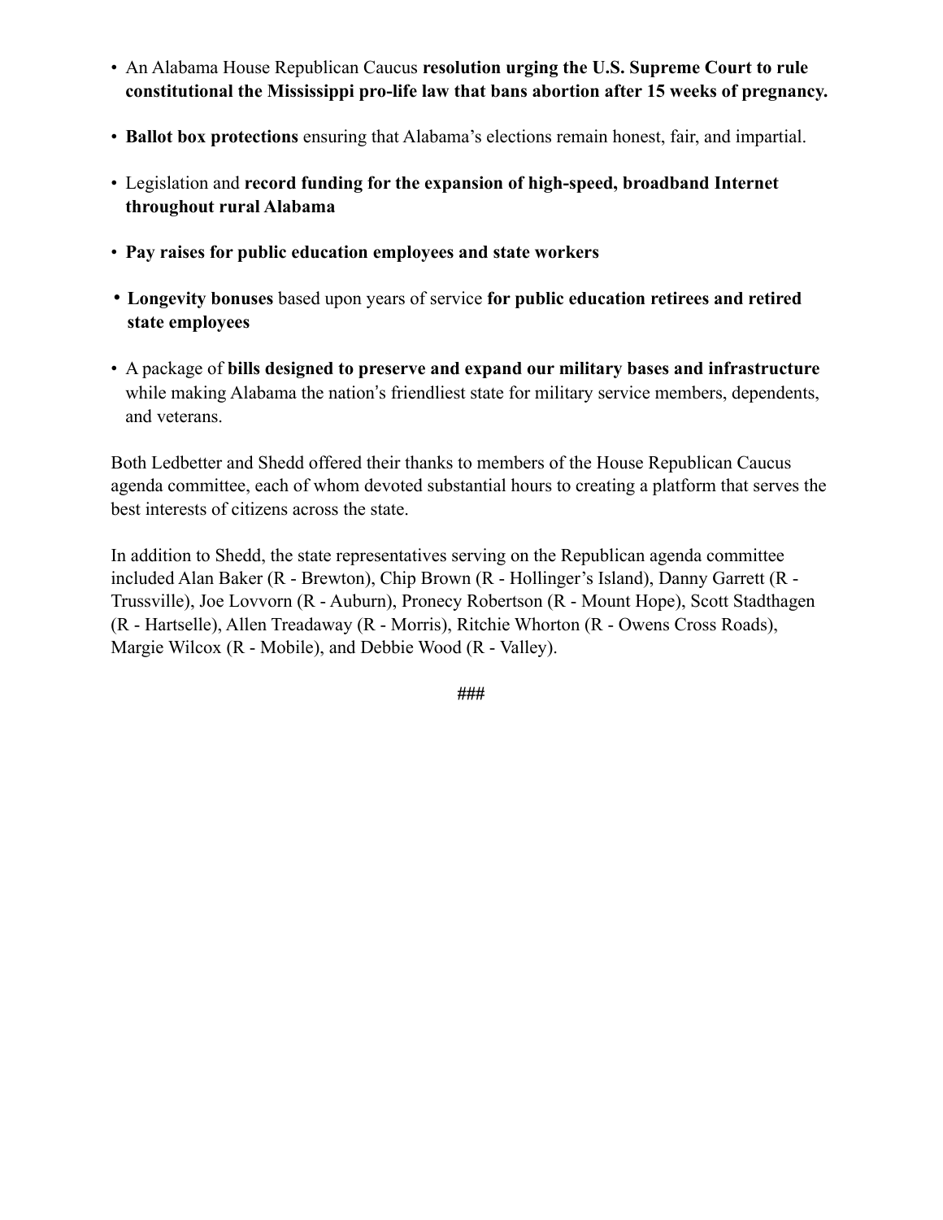- An Alabama House Republican Caucus **resolution urging the U.S. Supreme Court to rule constitutional the Mississippi pro-life law that bans abortion after 15 weeks of pregnancy.**

- **Ballot box protections** ensuring that Alabama's elections remain honest, fair, and impartial.

- Legislation and **record funding for the expansion of high-speed, broadband Internet throughout rural Alabama**

- **Pay raises for public education employees and state workers**

- **Longevity bonuses** based upon years of service **for public education retirees and retired state employees**

- A package of **bills designed to preserve and expand our military bases and infrastructure** while making Alabama the nation's friendliest state for military service members, dependents, and veterans.

Both Ledbetter and Shedd offered their thanks to members of the House Republican Caucus agenda committee, each of whom devoted substantial hours to creating a platform that serves the best interests of citizens across the state.

In addition to Shedd, the state representatives serving on the Republican agenda committee included Alan Baker (R - Brewton), Chip Brown (R - Hollinger's Island), Danny Garrett (R - Trussville), Joe Lovvorn (R - Auburn), Pronecy Robertson (R - Mount Hope), Scott Stadthagen (R - Hartselle), Allen Treadaway (R - Morris), Ritchie Whorton (R - Owens Cross Roads), Margie Wilcox (R - Mobile), and Debbie Wood (R - Valley).

###